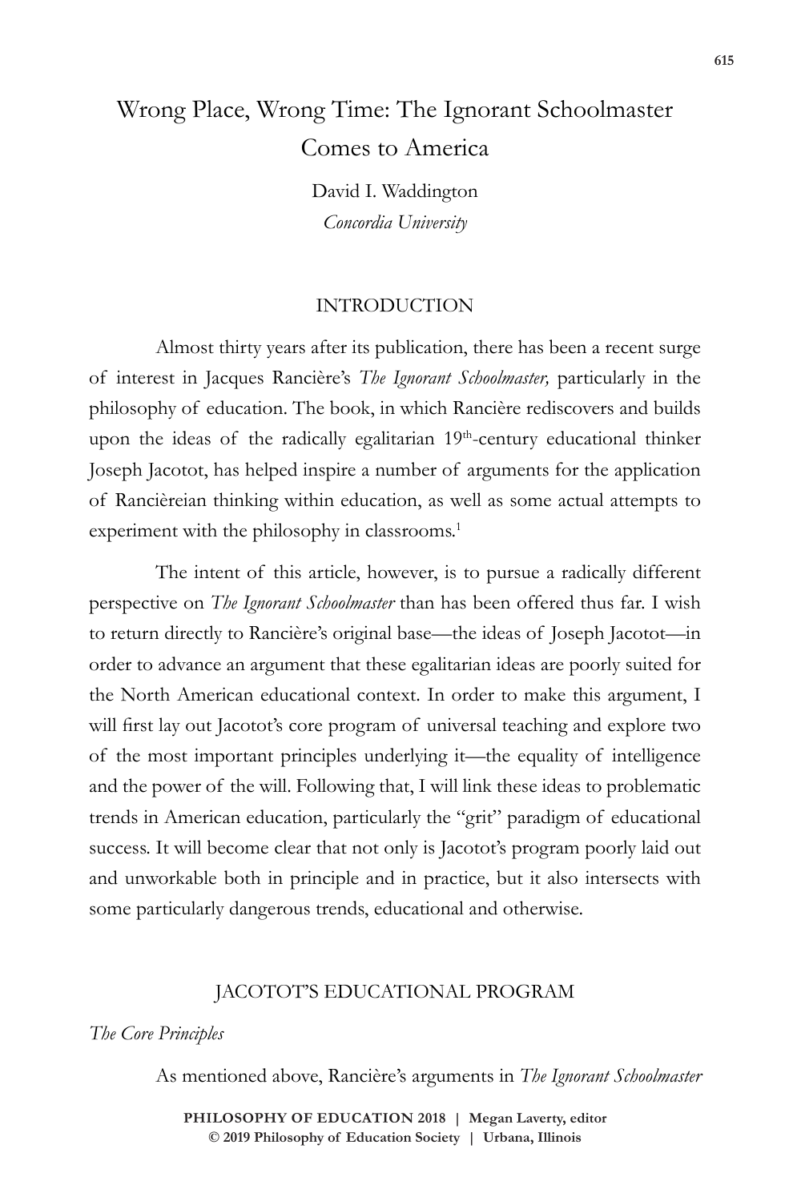# Wrong Place, Wrong Time: The Ignorant Schoolmaster Comes to America

David I. Waddington
*Concordia University*

## INTRODUCTION

Almost thirty years after its publication, there has been a recent surge of interest in Jacques Rancière's *The Ignorant Schoolmaster,* particularly in the philosophy of education. The book, in which Rancière rediscovers and builds upon the ideas of the radically egalitarian 19th-century educational thinker Joseph Jacotot, has helped inspire a number of arguments for the application of Rancièreian thinking within education, as well as some actual attempts to experiment with the philosophy in classrooms.[1]

The intent of this article, however, is to pursue a radically different perspective on *The Ignorant Schoolmaster* than has been offered thus far. I wish to return directly to Rancière's original base—the ideas of Joseph Jacotot—in order to advance an argument that these egalitarian ideas are poorly suited for the North American educational context. In order to make this argument, I will first lay out Jacotot's core program of universal teaching and explore two of the most important principles underlying it—the equality of intelligence and the power of the will. Following that, I will link these ideas to problematic trends in American education, particularly the "grit" paradigm of educational success. It will become clear that not only is Jacotot's program poorly laid out and unworkable both in principle and in practice, but it also intersects with some particularly dangerous trends, educational and otherwise.

## JACOTOT'S EDUCATIONAL PROGRAM

### *The Core Principles*

As mentioned above, Rancière's arguments in *The Ignorant Schoolmaster*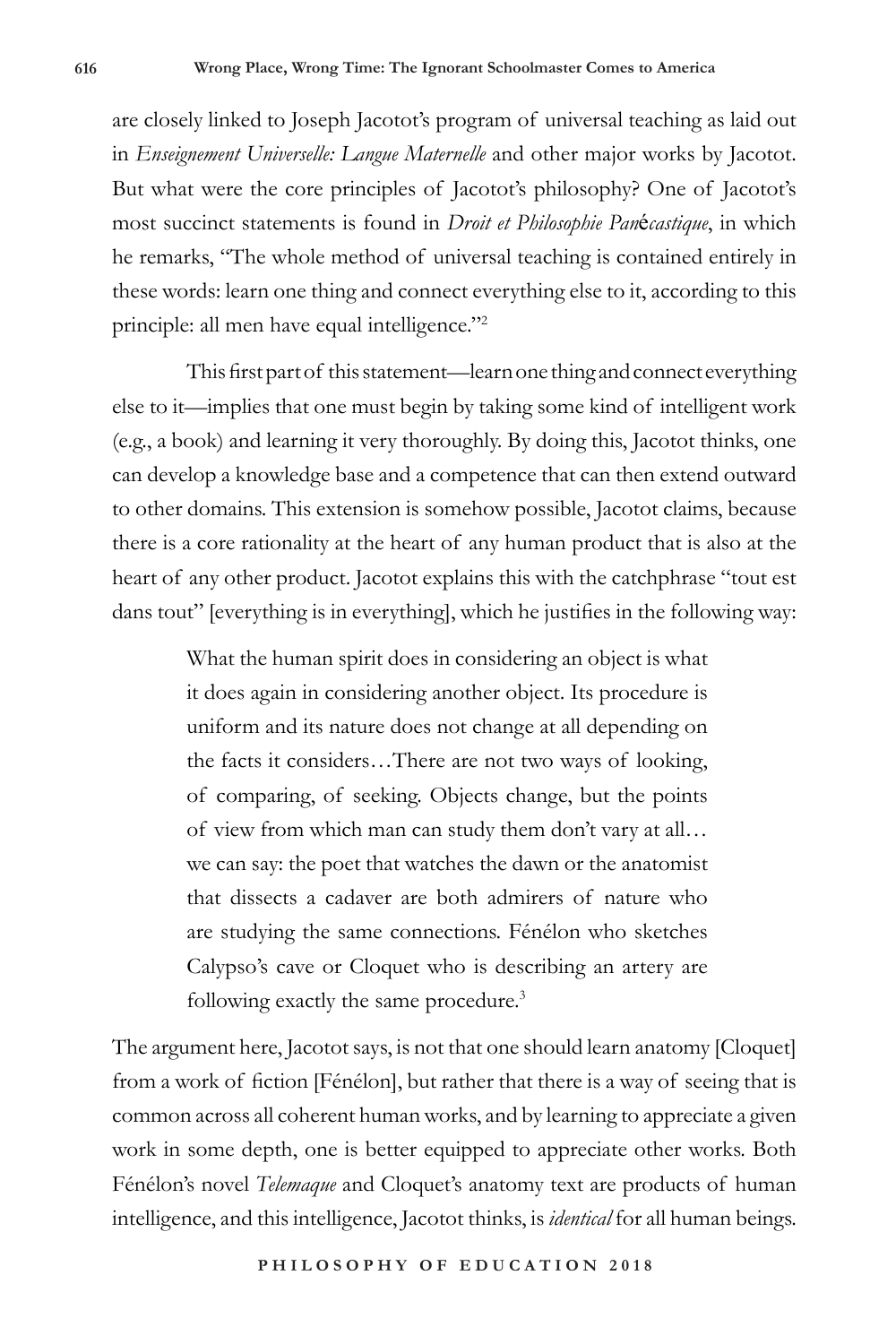are closely linked to Joseph Jacotot's program of universal teaching as laid out in *Enseignement Universelle: Langue Maternelle* and other major works by Jacotot. But what were the core principles of Jacotot's philosophy? One of Jacotot's most succinct statements is found in *Droit et Philosophie Panécastique*, in which he remarks, "The whole method of universal teaching is contained entirely in these words: learn one thing and connect everything else to it, according to this principle: all men have equal intelligence."[2]

This first part of this statement—learn one thing and connect everything else to it—implies that one must begin by taking some kind of intelligent work (e.g., a book) and learning it very thoroughly. By doing this, Jacotot thinks, one can develop a knowledge base and a competence that can then extend outward to other domains. This extension is somehow possible, Jacotot claims, because there is a core rationality at the heart of any human product that is also at the heart of any other product. Jacotot explains this with the catchphrase "tout est dans tout" [everything is in everything], which he justifies in the following way:

> What the human spirit does in considering an object is what it does again in considering another object. Its procedure is uniform and its nature does not change at all depending on the facts it considers…There are not two ways of looking, of comparing, of seeking. Objects change, but the points of view from which man can study them don't vary at all… we can say: the poet that watches the dawn or the anatomist that dissects a cadaver are both admirers of nature who are studying the same connections. Fénélon who sketches Calypso's cave or Cloquet who is describing an artery are following exactly the same procedure.[3]

The argument here, Jacotot says, is not that one should learn anatomy [Cloquet] from a work of fiction [Fénélon], but rather that there is a way of seeing that is common across all coherent human works, and by learning to appreciate a given work in some depth, one is better equipped to appreciate other works. Both Fénélon's novel *Telemaque* and Cloquet's anatomy text are products of human intelligence, and this intelligence, Jacotot thinks, is *identical* for all human beings.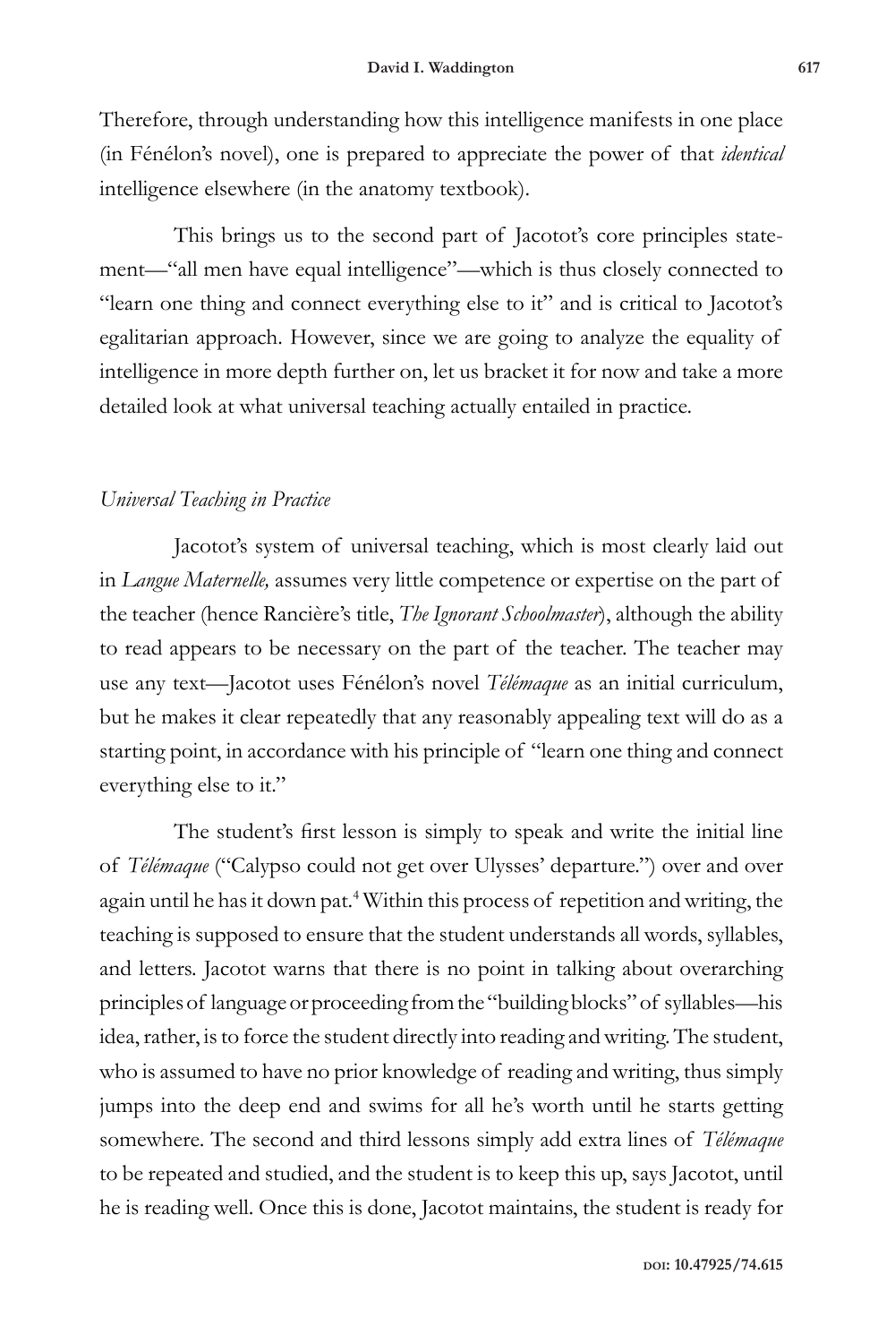Therefore, through understanding how this intelligence manifests in one place (in Fénélon's novel), one is prepared to appreciate the power of that *identical* intelligence elsewhere (in the anatomy textbook).

This brings us to the second part of Jacotot's core principles statement—"all men have equal intelligence"—which is thus closely connected to "learn one thing and connect everything else to it" and is critical to Jacotot's egalitarian approach. However, since we are going to analyze the equality of intelligence in more depth further on, let us bracket it for now and take a more detailed look at what universal teaching actually entailed in practice.

### *Universal Teaching in Practice*

Jacotot's system of universal teaching, which is most clearly laid out in *Langue Maternelle,* assumes very little competence or expertise on the part of the teacher (hence Rancière's title, *The Ignorant Schoolmaster*), although the ability to read appears to be necessary on the part of the teacher. The teacher may use any text—Jacotot uses Fénélon's novel *Télémaque* as an initial curriculum, but he makes it clear repeatedly that any reasonably appealing text will do as a starting point, in accordance with his principle of "learn one thing and connect everything else to it."

The student's first lesson is simply to speak and write the initial line of *Télémaque* ("Calypso could not get over Ulysses' departure.") over and over again until he has it down pat.[4] Within this process of repetition and writing, the teaching is supposed to ensure that the student understands all words, syllables, and letters. Jacotot warns that there is no point in talking about overarching principles of language or proceeding from the "building blocks" of syllables—his idea, rather, is to force the student directly into reading and writing. The student, who is assumed to have no prior knowledge of reading and writing, thus simply jumps into the deep end and swims for all he's worth until he starts getting somewhere. The second and third lessons simply add extra lines of *Télémaque* to be repeated and studied, and the student is to keep this up, says Jacotot, until he is reading well. Once this is done, Jacotot maintains, the student is ready for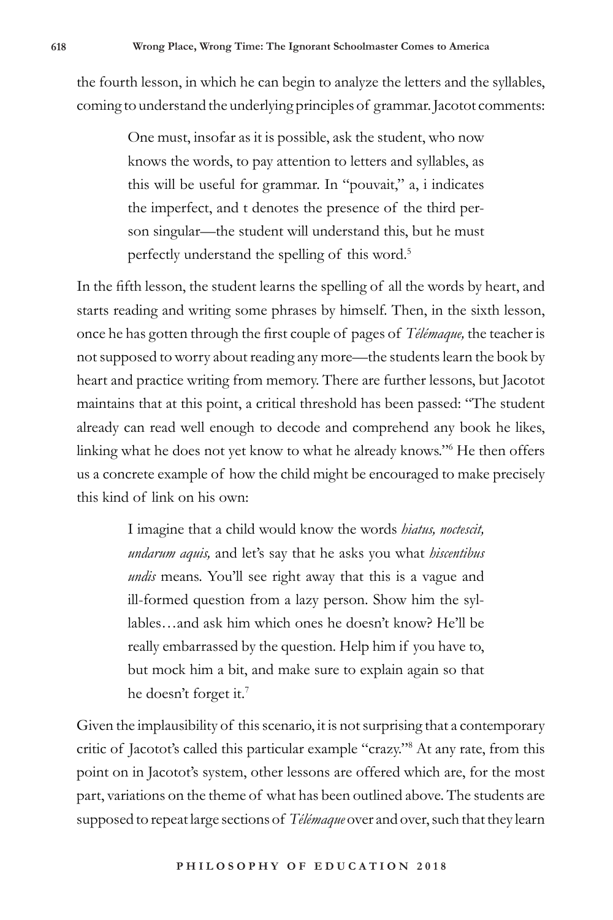the fourth lesson, in which he can begin to analyze the letters and the syllables, coming to understand the underlying principles of grammar. Jacotot comments:

> One must, insofar as it is possible, ask the student, who now knows the words, to pay attention to letters and syllables, as this will be useful for grammar. In "pouvait," a, i indicates the imperfect, and t denotes the presence of the third person singular—the student will understand this, but he must perfectly understand the spelling of this word.[5]

In the fifth lesson, the student learns the spelling of all the words by heart, and starts reading and writing some phrases by himself. Then, in the sixth lesson, once he has gotten through the first couple of pages of *Télémaque,* the teacher is not supposed to worry about reading any more—the students learn the book by heart and practice writing from memory. There are further lessons, but Jacotot maintains that at this point, a critical threshold has been passed: "The student already can read well enough to decode and comprehend any book he likes, linking what he does not yet know to what he already knows."[6] He then offers us a concrete example of how the child might be encouraged to make precisely this kind of link on his own:

> I imagine that a child would know the words *hiatus, noctescit, undarum aquis,* and let's say that he asks you what *hiscentibus undis* means. You'll see right away that this is a vague and ill-formed question from a lazy person. Show him the syllables…and ask him which ones he doesn't know? He'll be really embarrassed by the question. Help him if you have to, but mock him a bit, and make sure to explain again so that he doesn't forget it.[7]

Given the implausibility of this scenario, it is not surprising that a contemporary critic of Jacotot's called this particular example "crazy."[8] At any rate, from this point on in Jacotot's system, other lessons are offered which are, for the most part, variations on the theme of what has been outlined above. The students are supposed to repeat large sections of *Télémaque* over and over, such that they learn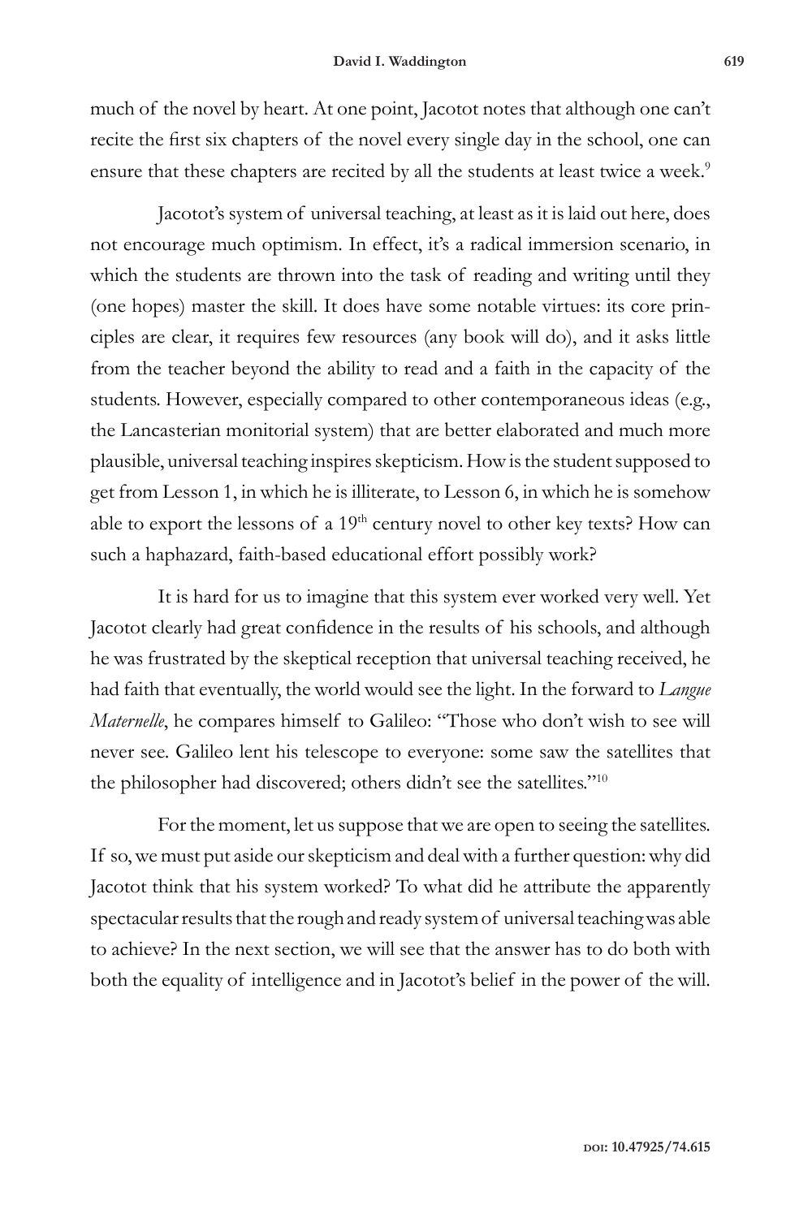much of the novel by heart. At one point, Jacotot notes that although one can't recite the first six chapters of the novel every single day in the school, one can ensure that these chapters are recited by all the students at least twice a week.[9]

Jacotot's system of universal teaching, at least as it is laid out here, does not encourage much optimism. In effect, it's a radical immersion scenario, in which the students are thrown into the task of reading and writing until they (one hopes) master the skill. It does have some notable virtues: its core principles are clear, it requires few resources (any book will do), and it asks little from the teacher beyond the ability to read and a faith in the capacity of the students. However, especially compared to other contemporaneous ideas (e.g., the Lancasterian monitorial system) that are better elaborated and much more plausible, universal teaching inspires skepticism. How is the student supposed to get from Lesson 1, in which he is illiterate, to Lesson 6, in which he is somehow able to export the lessons of a 19th century novel to other key texts? How can such a haphazard, faith-based educational effort possibly work?

It is hard for us to imagine that this system ever worked very well. Yet Jacotot clearly had great confidence in the results of his schools, and although he was frustrated by the skeptical reception that universal teaching received, he had faith that eventually, the world would see the light. In the forward to *Langue Maternelle*, he compares himself to Galileo: "Those who don't wish to see will never see. Galileo lent his telescope to everyone: some saw the satellites that the philosopher had discovered; others didn't see the satellites."[10]

For the moment, let us suppose that we are open to seeing the satellites. If so, we must put aside our skepticism and deal with a further question: why did Jacotot think that his system worked? To what did he attribute the apparently spectacular results that the rough and ready system of universal teaching was able to achieve? In the next section, we will see that the answer has to do both with both the equality of intelligence and in Jacotot's belief in the power of the will.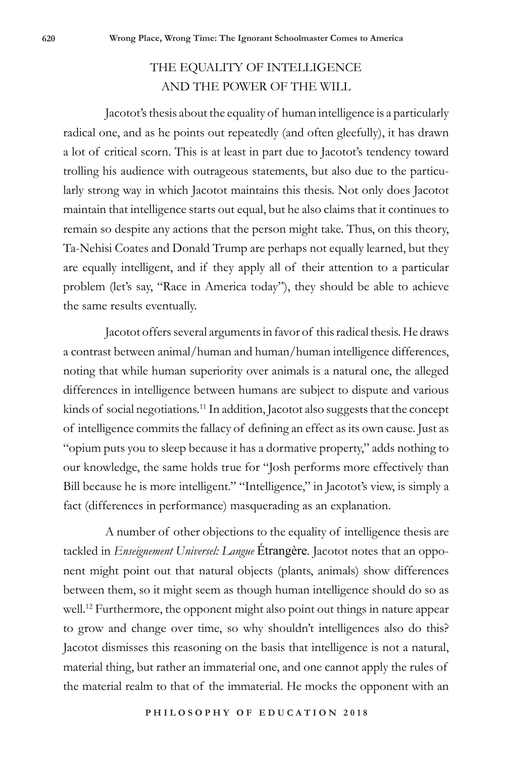## THE EQUALITY OF INTELLIGENCE AND THE POWER OF THE WILL

Jacotot's thesis about the equality of human intelligence is a particularly radical one, and as he points out repeatedly (and often gleefully), it has drawn a lot of critical scorn. This is at least in part due to Jacotot's tendency toward trolling his audience with outrageous statements, but also due to the particularly strong way in which Jacotot maintains this thesis. Not only does Jacotot maintain that intelligence starts out equal, but he also claims that it continues to remain so despite any actions that the person might take. Thus, on this theory, Ta-Nehisi Coates and Donald Trump are perhaps not equally learned, but they are equally intelligent, and if they apply all of their attention to a particular problem (let's say, "Race in America today"), they should be able to achieve the same results eventually.

Jacotot offers several arguments in favor of this radical thesis. He draws a contrast between animal/human and human/human intelligence differences, noting that while human superiority over animals is a natural one, the alleged differences in intelligence between humans are subject to dispute and various kinds of social negotiations.[11] In addition, Jacotot also suggests that the concept of intelligence commits the fallacy of defining an effect as its own cause. Just as "opium puts you to sleep because it has a dormative property," adds nothing to our knowledge, the same holds true for "Josh performs more effectively than Bill because he is more intelligent." "Intelligence," in Jacotot's view, is simply a fact (differences in performance) masquerading as an explanation.

A number of other objections to the equality of intelligence thesis are tackled in *Enseignement Universel: Langue* Étrangère. Jacotot notes that an opponent might point out that natural objects (plants, animals) show differences between them, so it might seem as though human intelligence should do so as well.[12] Furthermore, the opponent might also point out things in nature appear to grow and change over time, so why shouldn't intelligences also do this? Jacotot dismisses this reasoning on the basis that intelligence is not a natural, material thing, but rather an immaterial one, and one cannot apply the rules of the material realm to that of the immaterial. He mocks the opponent with an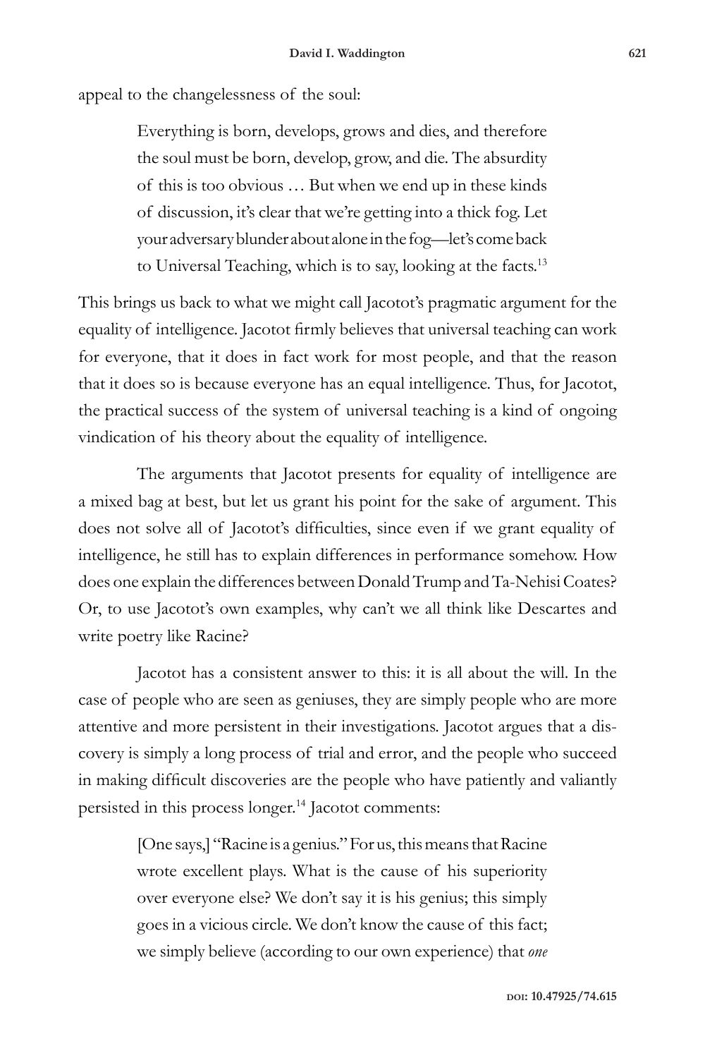appeal to the changelessness of the soul:

> Everything is born, develops, grows and dies, and therefore the soul must be born, develop, grow, and die. The absurdity of this is too obvious … But when we end up in these kinds of discussion, it's clear that we're getting into a thick fog. Let your adversary blunder about alone in the fog—let's come back to Universal Teaching, which is to say, looking at the facts.[13]

This brings us back to what we might call Jacotot's pragmatic argument for the equality of intelligence. Jacotot firmly believes that universal teaching can work for everyone, that it does in fact work for most people, and that the reason that it does so is because everyone has an equal intelligence. Thus, for Jacotot, the practical success of the system of universal teaching is a kind of ongoing vindication of his theory about the equality of intelligence.

The arguments that Jacotot presents for equality of intelligence are a mixed bag at best, but let us grant his point for the sake of argument. This does not solve all of Jacotot's difficulties, since even if we grant equality of intelligence, he still has to explain differences in performance somehow. How does one explain the differences between Donald Trump and Ta-Nehisi Coates? Or, to use Jacotot's own examples, why can't we all think like Descartes and write poetry like Racine?

Jacotot has a consistent answer to this: it is all about the will. In the case of people who are seen as geniuses, they are simply people who are more attentive and more persistent in their investigations. Jacotot argues that a discovery is simply a long process of trial and error, and the people who succeed in making difficult discoveries are the people who have patiently and valiantly persisted in this process longer.[14] Jacotot comments:

> [One says,] "Racine is a genius." For us, this means that Racine wrote excellent plays. What is the cause of his superiority over everyone else? We don't say it is his genius; this simply goes in a vicious circle. We don't know the cause of this fact; we simply believe (according to our own experience) that *one*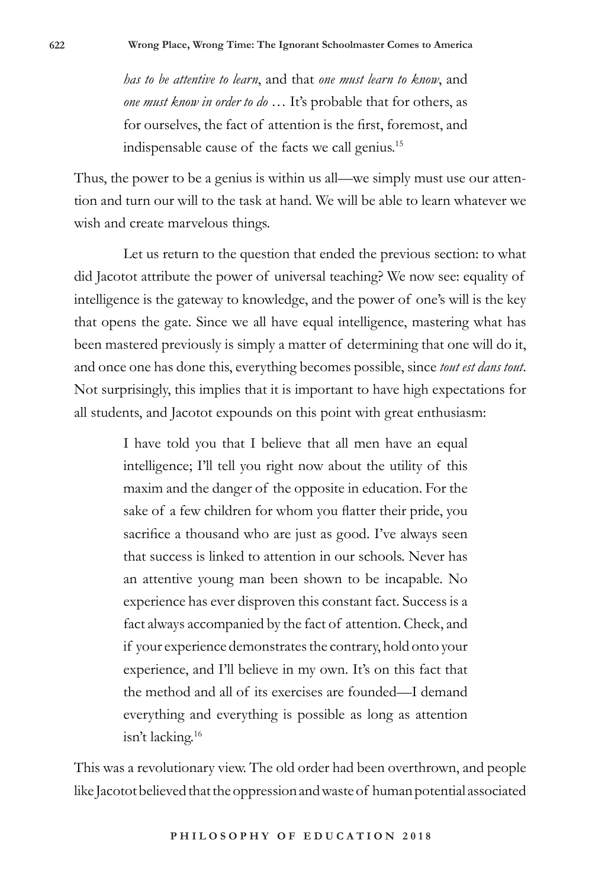> *has to be attentive to learn*, and that *one must learn to know*, and *one must know in order to do* … It's probable that for others, as for ourselves, the fact of attention is the first, foremost, and indispensable cause of the facts we call genius.[15]

Thus, the power to be a genius is within us all—we simply must use our attention and turn our will to the task at hand. We will be able to learn whatever we wish and create marvelous things.

Let us return to the question that ended the previous section: to what did Jacotot attribute the power of universal teaching? We now see: equality of intelligence is the gateway to knowledge, and the power of one's will is the key that opens the gate. Since we all have equal intelligence, mastering what has been mastered previously is simply a matter of determining that one will do it, and once one has done this, everything becomes possible, since *tout est dans tout*. Not surprisingly, this implies that it is important to have high expectations for all students, and Jacotot expounds on this point with great enthusiasm:

> I have told you that I believe that all men have an equal intelligence; I'll tell you right now about the utility of this maxim and the danger of the opposite in education. For the sake of a few children for whom you flatter their pride, you sacrifice a thousand who are just as good. I've always seen that success is linked to attention in our schools. Never has an attentive young man been shown to be incapable. No experience has ever disproven this constant fact. Success is a fact always accompanied by the fact of attention. Check, and if your experience demonstrates the contrary, hold onto your experience, and I'll believe in my own. It's on this fact that the method and all of its exercises are founded—I demand everything and everything is possible as long as attention isn't lacking.[16]

This was a revolutionary view. The old order had been overthrown, and people like Jacotot believed that the oppression and waste of human potential associated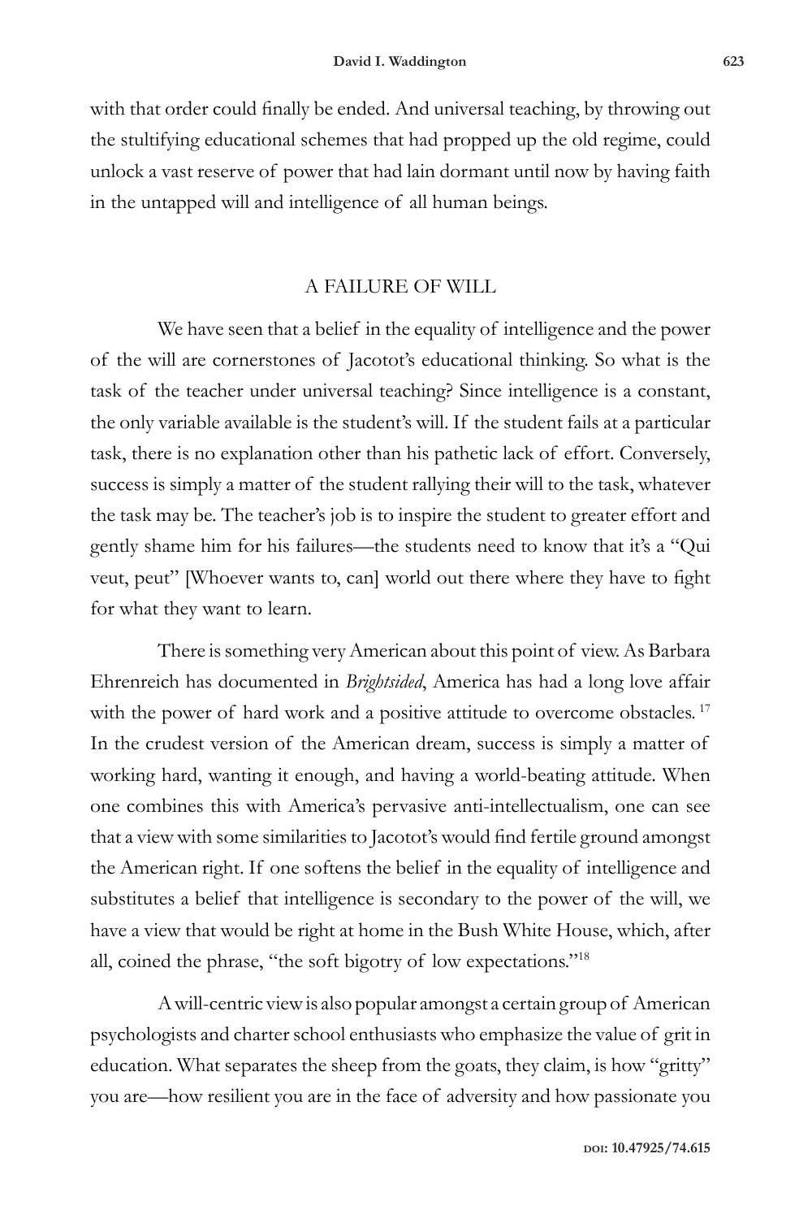with that order could finally be ended. And universal teaching, by throwing out the stultifying educational schemes that had propped up the old regime, could unlock a vast reserve of power that had lain dormant until now by having faith in the untapped will and intelligence of all human beings.

## A FAILURE OF WILL

We have seen that a belief in the equality of intelligence and the power of the will are cornerstones of Jacotot's educational thinking. So what is the task of the teacher under universal teaching? Since intelligence is a constant, the only variable available is the student's will. If the student fails at a particular task, there is no explanation other than his pathetic lack of effort. Conversely, success is simply a matter of the student rallying their will to the task, whatever the task may be. The teacher's job is to inspire the student to greater effort and gently shame him for his failures—the students need to know that it's a "Qui veut, peut" [Whoever wants to, can] world out there where they have to fight for what they want to learn.

There is something very American about this point of view. As Barbara Ehrenreich has documented in *Brightsided*, America has had a long love affair with the power of hard work and a positive attitude to overcome obstacles.[17] In the crudest version of the American dream, success is simply a matter of working hard, wanting it enough, and having a world-beating attitude. When one combines this with America's pervasive anti-intellectualism, one can see that a view with some similarities to Jacotot's would find fertile ground amongst the American right. If one softens the belief in the equality of intelligence and substitutes a belief that intelligence is secondary to the power of the will, we have a view that would be right at home in the Bush White House, which, after all, coined the phrase, "the soft bigotry of low expectations."[18]

A will-centric view is also popular amongst a certain group of American psychologists and charter school enthusiasts who emphasize the value of grit in education. What separates the sheep from the goats, they claim, is how "gritty" you are—how resilient you are in the face of adversity and how passionate you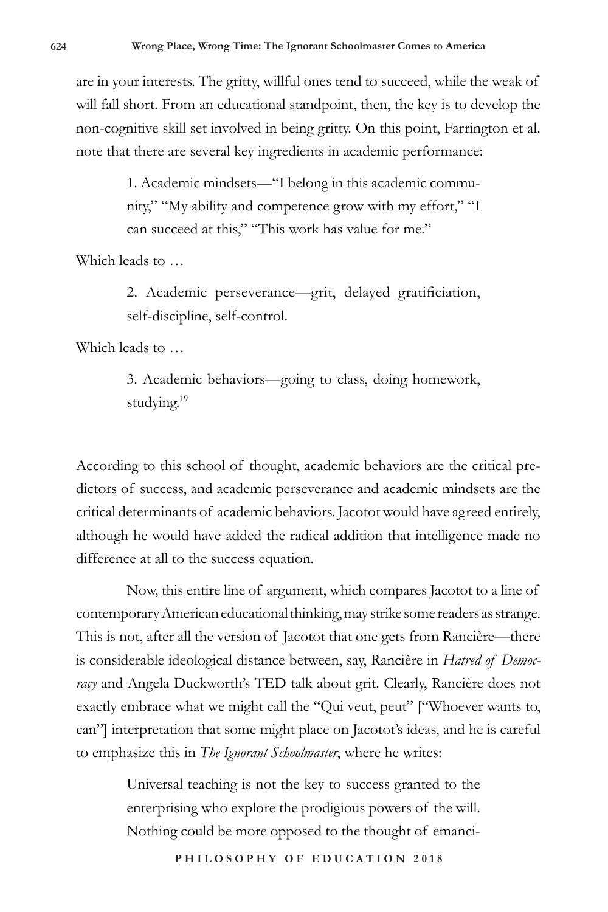are in your interests. The gritty, willful ones tend to succeed, while the weak of will fall short. From an educational standpoint, then, the key is to develop the non-cognitive skill set involved in being gritty. On this point, Farrington et al. note that there are several key ingredients in academic performance:

> 1. Academic mindsets—"I belong in this academic community," "My ability and competence grow with my effort," "I can succeed at this," "This work has value for me."

Which leads to …

> 2. Academic perseverance—grit, delayed gratificiation, self-discipline, self-control.

Which leads to …

> 3. Academic behaviors—going to class, doing homework, studying.[19]

According to this school of thought, academic behaviors are the critical predictors of success, and academic perseverance and academic mindsets are the critical determinants of academic behaviors. Jacotot would have agreed entirely, although he would have added the radical addition that intelligence made no difference at all to the success equation.

Now, this entire line of argument, which compares Jacotot to a line of contemporary American educational thinking, may strike some readers as strange. This is not, after all the version of Jacotot that one gets from Rancière—there is considerable ideological distance between, say, Rancière in *Hatred of Democracy* and Angela Duckworth's TED talk about grit. Clearly, Rancière does not exactly embrace what we might call the "Qui veut, peut" ["Whoever wants to, can"] interpretation that some might place on Jacotot's ideas, and he is careful to emphasize this in *The Ignorant Schoolmaster*, where he writes:

> Universal teaching is not the key to success granted to the enterprising who explore the prodigious powers of the will. Nothing could be more opposed to the thought of emanci-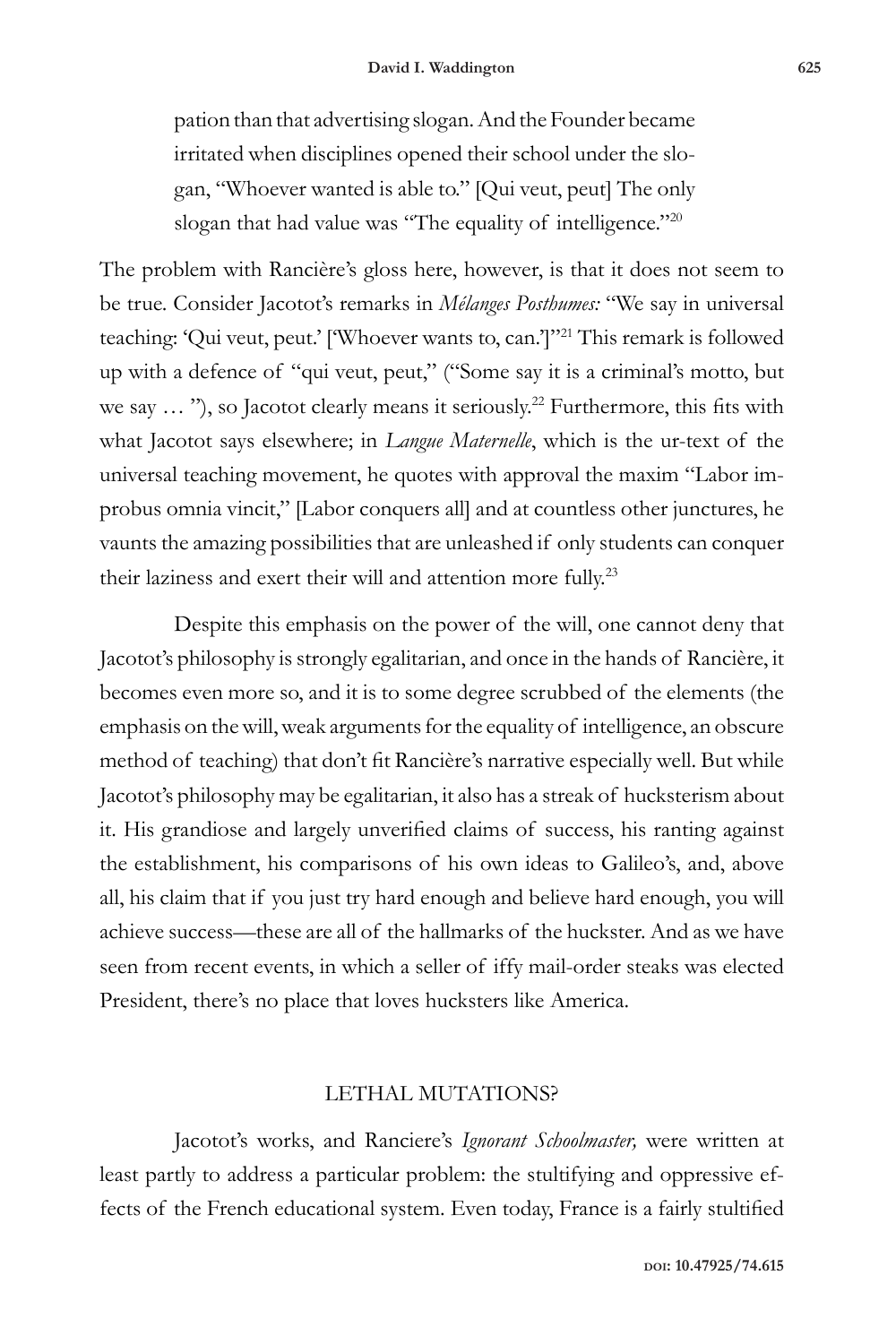> pation than that advertising slogan. And the Founder became irritated when disciplines opened their school under the slogan, "Whoever wanted is able to." [Qui veut, peut] The only slogan that had value was "The equality of intelligence."[20]

The problem with Rancière's gloss here, however, is that it does not seem to be true. Consider Jacotot's remarks in *Mélanges Posthumes:* "We say in universal teaching: 'Qui veut, peut.' ['Whoever wants to, can.']"[21] This remark is followed up with a defence of "qui veut, peut," ("Some say it is a criminal's motto, but we say … "), so Jacotot clearly means it seriously.[22] Furthermore, this fits with what Jacotot says elsewhere; in *Langue Maternelle*, which is the ur-text of the universal teaching movement, he quotes with approval the maxim "Labor improbus omnia vincit," [Labor conquers all] and at countless other junctures, he vaunts the amazing possibilities that are unleashed if only students can conquer their laziness and exert their will and attention more fully.[23]

Despite this emphasis on the power of the will, one cannot deny that Jacotot's philosophy is strongly egalitarian, and once in the hands of Rancière, it becomes even more so, and it is to some degree scrubbed of the elements (the emphasis on the will, weak arguments for the equality of intelligence, an obscure method of teaching) that don't fit Rancière's narrative especially well. But while Jacotot's philosophy may be egalitarian, it also has a streak of hucksterism about it. His grandiose and largely unverified claims of success, his ranting against the establishment, his comparisons of his own ideas to Galileo's, and, above all, his claim that if you just try hard enough and believe hard enough, you will achieve success—these are all of the hallmarks of the huckster. And as we have seen from recent events, in which a seller of iffy mail-order steaks was elected President, there's no place that loves hucksters like America.

## LETHAL MUTATIONS?

Jacotot's works, and Ranciere's *Ignorant Schoolmaster,* were written at least partly to address a particular problem: the stultifying and oppressive effects of the French educational system. Even today, France is a fairly stultified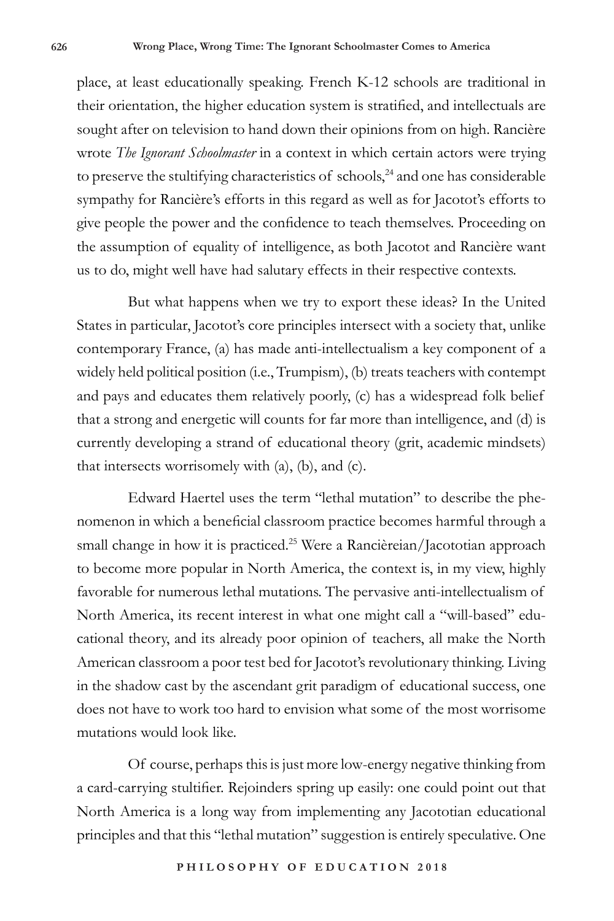place, at least educationally speaking. French K-12 schools are traditional in their orientation, the higher education system is stratified, and intellectuals are sought after on television to hand down their opinions from on high. Rancière wrote *The Ignorant Schoolmaster* in a context in which certain actors were trying to preserve the stultifying characteristics of schools,[24] and one has considerable sympathy for Rancière's efforts in this regard as well as for Jacotot's efforts to give people the power and the confidence to teach themselves. Proceeding on the assumption of equality of intelligence, as both Jacotot and Rancière want us to do, might well have had salutary effects in their respective contexts.

But what happens when we try to export these ideas? In the United States in particular, Jacotot's core principles intersect with a society that, unlike contemporary France, (a) has made anti-intellectualism a key component of a widely held political position (i.e., Trumpism), (b) treats teachers with contempt and pays and educates them relatively poorly, (c) has a widespread folk belief that a strong and energetic will counts for far more than intelligence, and (d) is currently developing a strand of educational theory (grit, academic mindsets) that intersects worrisomely with (a), (b), and (c).

Edward Haertel uses the term "lethal mutation" to describe the phenomenon in which a beneficial classroom practice becomes harmful through a small change in how it is practiced.[25] Were a Rancièreian/Jacototian approach to become more popular in North America, the context is, in my view, highly favorable for numerous lethal mutations. The pervasive anti-intellectualism of North America, its recent interest in what one might call a "will-based" educational theory, and its already poor opinion of teachers, all make the North American classroom a poor test bed for Jacotot's revolutionary thinking. Living in the shadow cast by the ascendant grit paradigm of educational success, one does not have to work too hard to envision what some of the most worrisome mutations would look like.

Of course, perhaps this is just more low-energy negative thinking from a card-carrying stultifier. Rejoinders spring up easily: one could point out that North America is a long way from implementing any Jacototian educational principles and that this "lethal mutation" suggestion is entirely speculative. One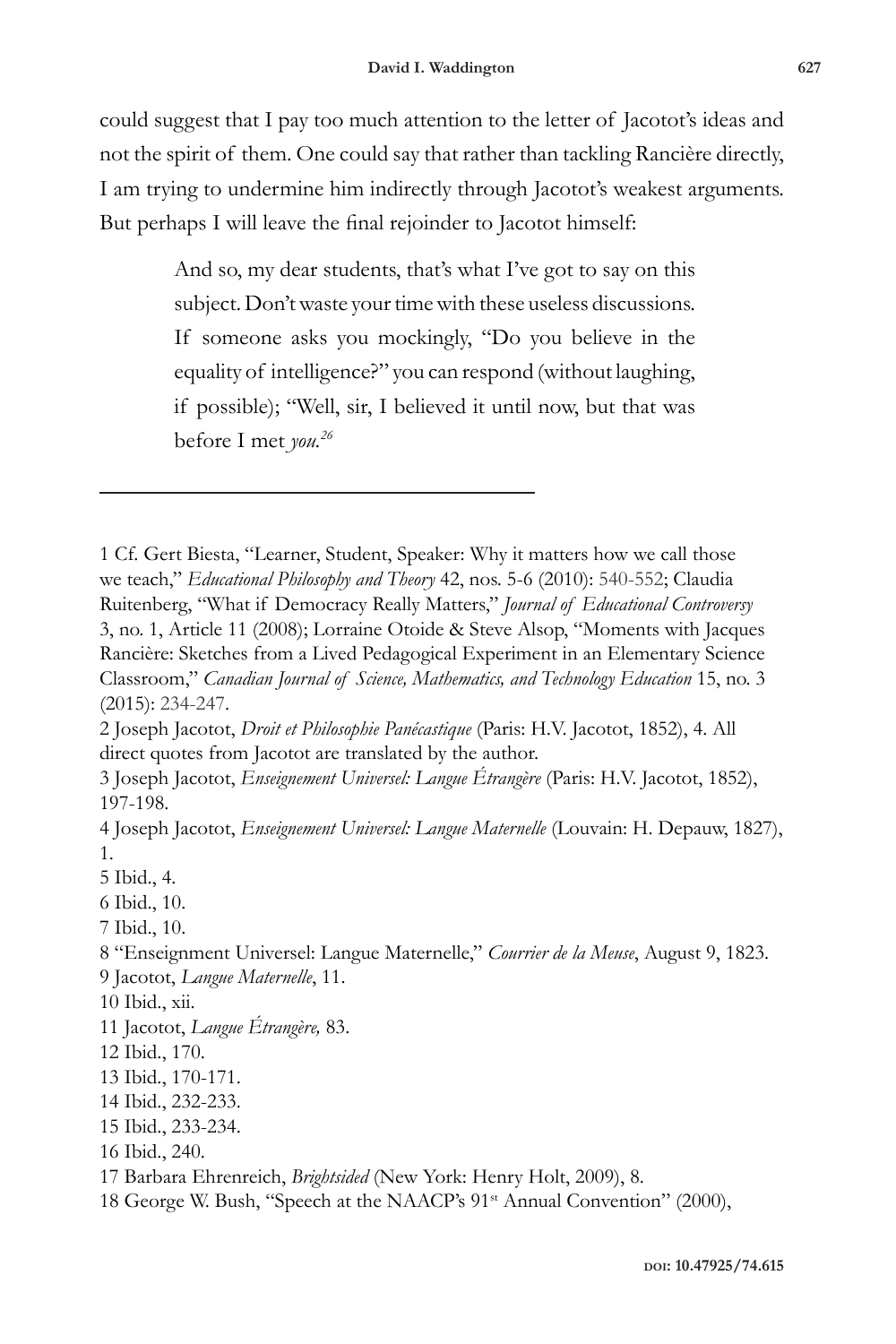could suggest that I pay too much attention to the letter of Jacotot's ideas and not the spirit of them. One could say that rather than tackling Rancière directly, I am trying to undermine him indirectly through Jacotot's weakest arguments. But perhaps I will leave the final rejoinder to Jacotot himself:

> And so, my dear students, that's what I've got to say on this subject. Don't waste your time with these useless discussions. If someone asks you mockingly, "Do you believe in the equality of intelligence?" you can respond (without laughing, if possible); "Well, sir, I believed it until now, but that was before I met *you*.[26]

---

1 Cf. Gert Biesta, "Learner, Student, Speaker: Why it matters how we call those we teach," *Educational Philosophy and Theory* 42, nos. 5-6 (2010): 540-552; Claudia Ruitenberg, "What if Democracy Really Matters," *Journal of Educational Controversy* 3, no. 1, Article 11 (2008); Lorraine Otoide & Steve Alsop, "Moments with Jacques Rancière: Sketches from a Lived Pedagogical Experiment in an Elementary Science Classroom," *Canadian Journal of Science, Mathematics, and Technology Education* 15, no. 3 (2015): 234-247.

2 Joseph Jacotot, *Droit et Philosophie Panécastique* (Paris: H.V. Jacotot, 1852), 4. All direct quotes from Jacotot are translated by the author.

3 Joseph Jacotot, *Enseignement Universel: Langue Étrangère* (Paris: H.V. Jacotot, 1852), 197-198.

4 Joseph Jacotot, *Enseignement Universel: Langue Maternelle* (Louvain: H. Depauw, 1827), 1.

5 Ibid., 4.

6 Ibid., 10.

7 Ibid., 10.

8 "Enseignment Universel: Langue Maternelle," *Courrier de la Meuse*, August 9, 1823.

9 Jacotot, *Langue Maternelle*, 11.

10 Ibid., xii.

11 Jacotot, *Langue Étrangère,* 83.

12 Ibid., 170.

13 Ibid., 170-171.

14 Ibid., 232-233.

15 Ibid., 233-234.

16 Ibid., 240.

17 Barbara Ehrenreich, *Brightsided* (New York: Henry Holt, 2009), 8.

18 George W. Bush, "Speech at the NAACP's 91st Annual Convention" (2000),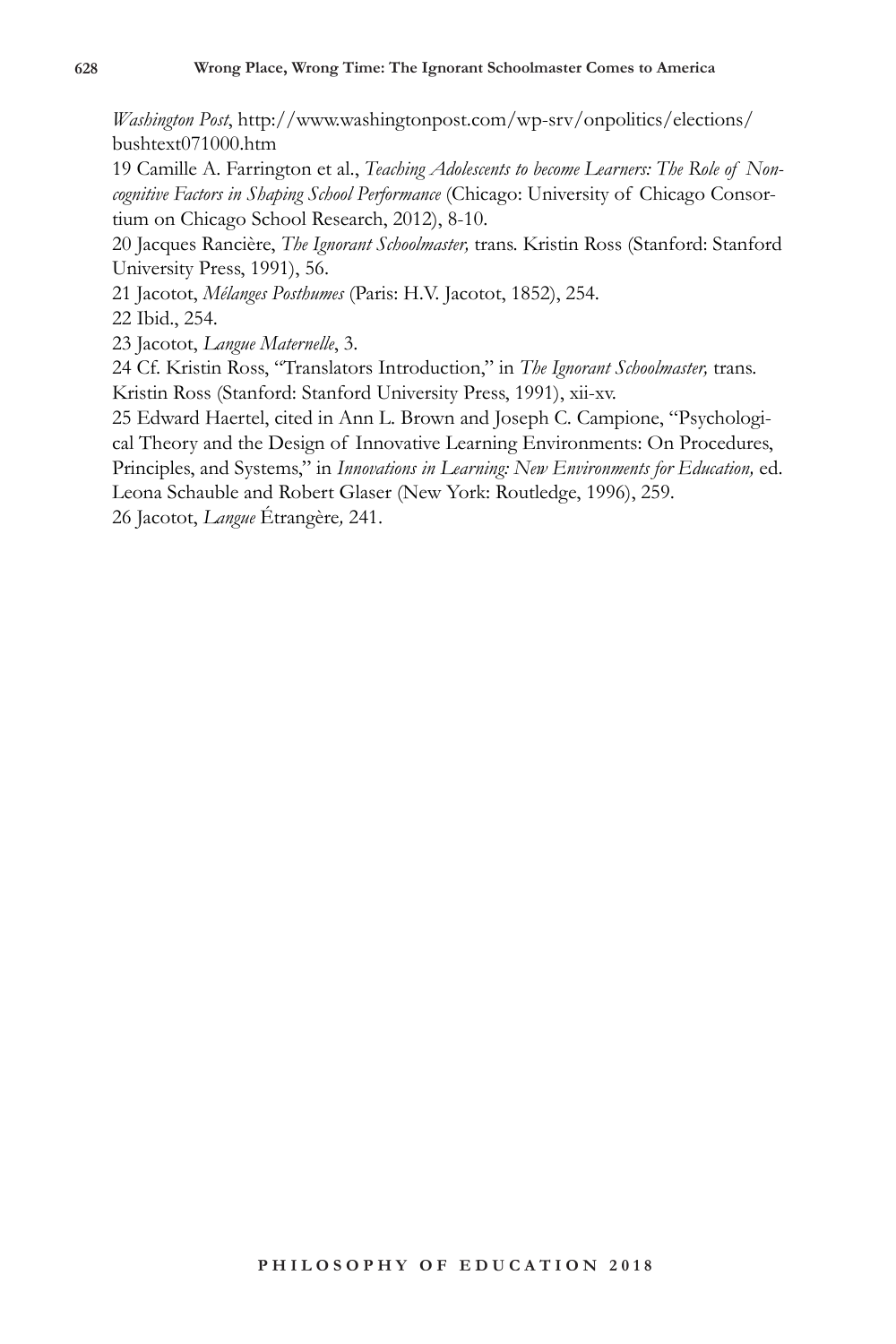*Washington Post*, http://www.washingtonpost.com/wp-srv/onpolitics/elections/bushtext071000.htm

19 Camille A. Farrington et al., *Teaching Adolescents to become Learners: The Role of Non-cognitive Factors in Shaping School Performance* (Chicago: University of Chicago Consortium on Chicago School Research, 2012), 8-10.

20 Jacques Rancière, *The Ignorant Schoolmaster,* trans. Kristin Ross (Stanford: Stanford University Press, 1991), 56.

21 Jacotot, *Mélanges Posthumes* (Paris: H.V. Jacotot, 1852), 254.

22 Ibid., 254.

23 Jacotot, *Langue Maternelle*, 3.

24 Cf. Kristin Ross, "Translators Introduction," in *The Ignorant Schoolmaster,* trans. Kristin Ross (Stanford: Stanford University Press, 1991), xii-xv.

25 Edward Haertel, cited in Ann L. Brown and Joseph C. Campione, "Psychological Theory and the Design of Innovative Learning Environments: On Procedures, Principles, and Systems," in *Innovations in Learning: New Environments for Education,* ed. Leona Schauble and Robert Glaser (New York: Routledge, 1996), 259.

26 Jacotot, *Langue* Étrangère*,* 241.